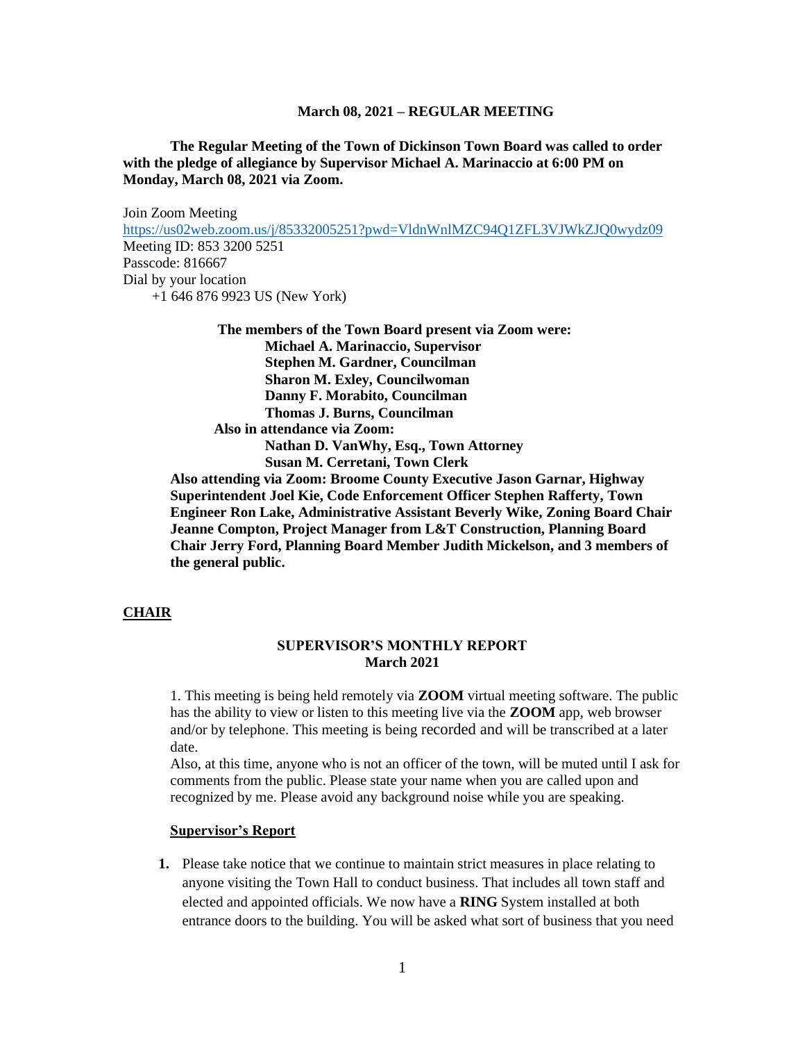**March 08, 2021 – REGULAR MEETING**

**The Regular Meeting of the Town of Dickinson Town Board was called to order with the pledge of allegiance by Supervisor Michael A. Marinaccio at 6:00 PM on Monday, March 08, 2021 via Zoom.**

Join Zoom Meeting
https://us02web.zoom.us/j/85332005251?pwd=VldnWnlMZC94Q1ZFL3VJWkZJQ0wydz09
Meeting ID: 853 3200 5251
Passcode: 816667
Dial by your location
+1 646 876 9923 US (New York)

**The members of the Town Board present via Zoom were:**
**Michael A. Marinaccio, Supervisor**
**Stephen M. Gardner, Councilman**
**Sharon M. Exley, Councilwoman**
**Danny F. Morabito, Councilman**
**Thomas J. Burns, Councilman**
**Also in attendance via Zoom:**
**Nathan D. VanWhy, Esq., Town Attorney**
**Susan M. Cerretani, Town Clerk**
**Also attending via Zoom: Broome County Executive Jason Garnar, Highway Superintendent Joel Kie, Code Enforcement Officer Stephen Rafferty, Town Engineer Ron Lake, Administrative Assistant Beverly Wike, Zoning Board Chair Jeanne Compton, Project Manager from L&T Construction, Planning Board Chair Jerry Ford, Planning Board Member Judith Mickelson, and 3 members of the general public.**

## CHAIR

**SUPERVISOR'S MONTHLY REPORT**
**March 2021**

1. This meeting is being held remotely via **ZOOM** virtual meeting software. The public has the ability to view or listen to this meeting live via the **ZOOM** app, web browser and/or by telephone. This meeting is being recorded and will be transcribed at a later date.
Also, at this time, anyone who is not an officer of the town, will be muted until I ask for comments from the public. Please state your name when you are called upon and recognized by me. Please avoid any background noise while you are speaking.

**Supervisor's Report**

1. Please take notice that we continue to maintain strict measures in place relating to anyone visiting the Town Hall to conduct business. That includes all town staff and elected and appointed officials. We now have a **RING** System installed at both entrance doors to the building. You will be asked what sort of business that you need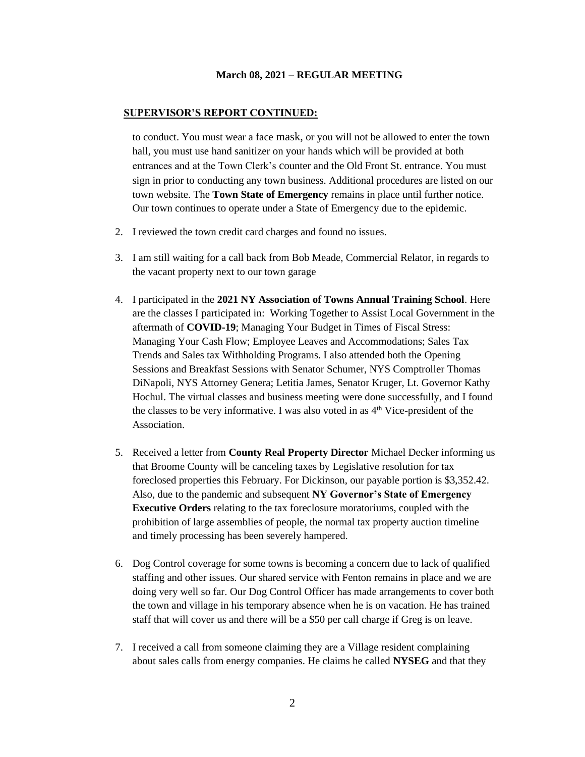**March 08, 2021 – REGULAR MEETING**

**SUPERVISOR'S REPORT CONTINUED:**

to conduct. You must wear a face mask, or you will not be allowed to enter the town hall, you must use hand sanitizer on your hands which will be provided at both entrances and at the Town Clerk's counter and the Old Front St. entrance. You must sign in prior to conducting any town business. Additional procedures are listed on our town website. The **Town State of Emergency** remains in place until further notice. Our town continues to operate under a State of Emergency due to the epidemic.

2. I reviewed the town credit card charges and found no issues.

3. I am still waiting for a call back from Bob Meade, Commercial Relator, in regards to the vacant property next to our town garage

4. I participated in the **2021 NY Association of Towns Annual Training School**. Here are the classes I participated in: Working Together to Assist Local Government in the aftermath of **COVID-19**; Managing Your Budget in Times of Fiscal Stress: Managing Your Cash Flow; Employee Leaves and Accommodations; Sales Tax Trends and Sales tax Withholding Programs. I also attended both the Opening Sessions and Breakfast Sessions with Senator Schumer, NYS Comptroller Thomas DiNapoli, NYS Attorney Genera; Letitia James, Senator Kruger, Lt. Governor Kathy Hochul. The virtual classes and business meeting were done successfully, and I found the classes to be very informative. I was also voted in as 4th Vice-president of the Association.

5. Received a letter from **County Real Property Director** Michael Decker informing us that Broome County will be canceling taxes by Legislative resolution for tax foreclosed properties this February. For Dickinson, our payable portion is $3,352.42. Also, due to the pandemic and subsequent **NY Governor's State of Emergency Executive Orders** relating to the tax foreclosure moratoriums, coupled with the prohibition of large assemblies of people, the normal tax property auction timeline and timely processing has been severely hampered.

6. Dog Control coverage for some towns is becoming a concern due to lack of qualified staffing and other issues. Our shared service with Fenton remains in place and we are doing very well so far. Our Dog Control Officer has made arrangements to cover both the town and village in his temporary absence when he is on vacation. He has trained staff that will cover us and there will be a $50 per call charge if Greg is on leave.

7. I received a call from someone claiming they are a Village resident complaining about sales calls from energy companies. He claims he called **NYSEG** and that they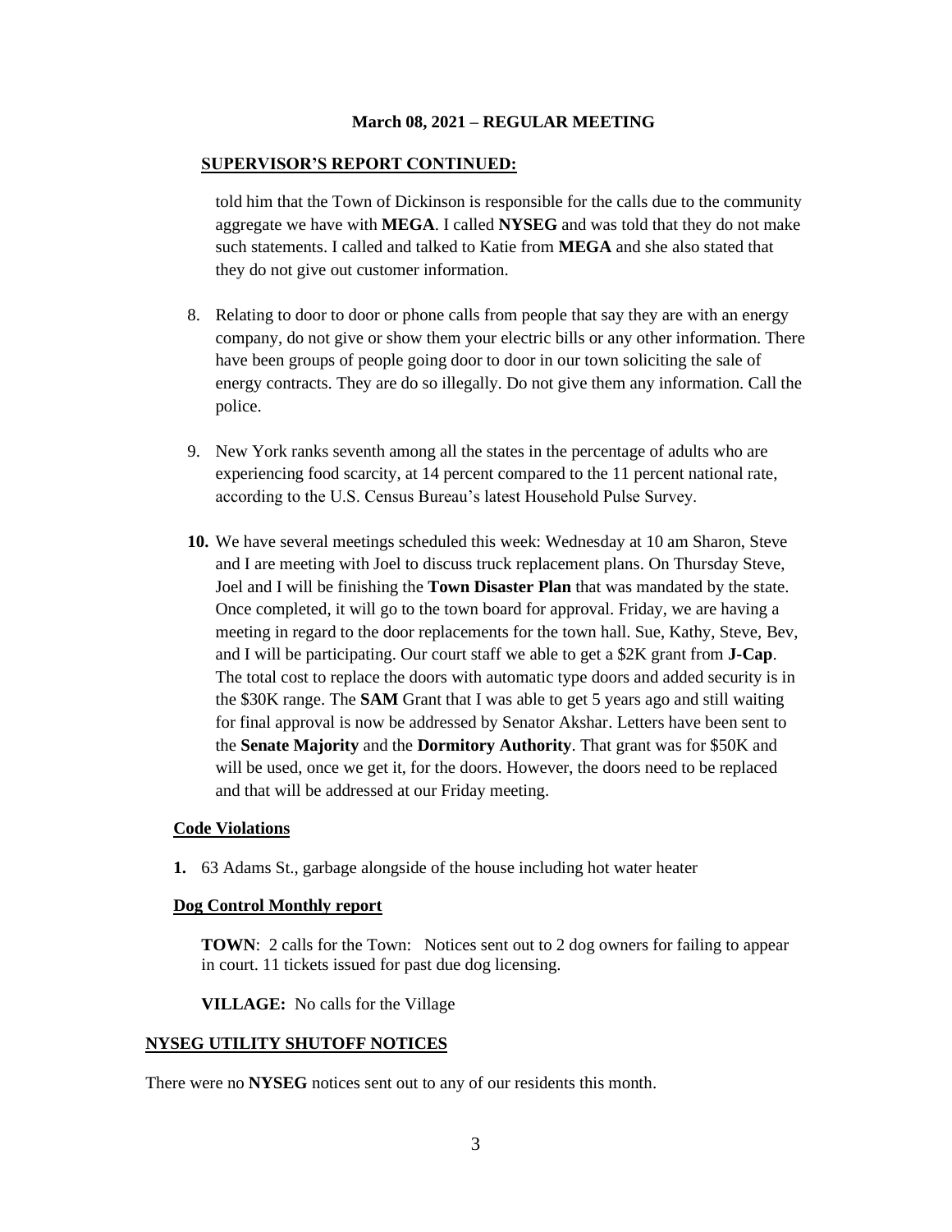**March 08, 2021 – REGULAR MEETING**

## SUPERVISOR'S REPORT CONTINUED:

told him that the Town of Dickinson is responsible for the calls due to the community aggregate we have with **MEGA**. I called **NYSEG** and was told that they do not make such statements. I called and talked to Katie from **MEGA** and she also stated that they do not give out customer information.

8. Relating to door to door or phone calls from people that say they are with an energy company, do not give or show them your electric bills or any other information. There have been groups of people going door to door in our town soliciting the sale of energy contracts. They are do so illegally. Do not give them any information. Call the police.

9. New York ranks seventh among all the states in the percentage of adults who are experiencing food scarcity, at 14 percent compared to the 11 percent national rate, according to the U.S. Census Bureau's latest Household Pulse Survey.

10. We have several meetings scheduled this week: Wednesday at 10 am Sharon, Steve and I are meeting with Joel to discuss truck replacement plans. On Thursday Steve, Joel and I will be finishing the **Town Disaster Plan** that was mandated by the state. Once completed, it will go to the town board for approval. Friday, we are having a meeting in regard to the door replacements for the town hall. Sue, Kathy, Steve, Bev, and I will be participating. Our court staff we able to get a $2K grant from **J-Cap**. The total cost to replace the doors with automatic type doors and added security is in the $30K range. The **SAM** Grant that I was able to get 5 years ago and still waiting for final approval is now be addressed by Senator Akshar. Letters have been sent to the **Senate Majority** and the **Dormitory Authority**. That grant was for $50K and will be used, once we get it, for the doors. However, the doors need to be replaced and that will be addressed at our Friday meeting.

### Code Violations

1. 63 Adams St., garbage alongside of the house including hot water heater

### Dog Control Monthly report

**TOWN**: 2 calls for the Town: Notices sent out to 2 dog owners for failing to appear in court. 11 tickets issued for past due dog licensing.

**VILLAGE:** No calls for the Village

## NYSEG UTILITY SHUTOFF NOTICES

There were no **NYSEG** notices sent out to any of our residents this month.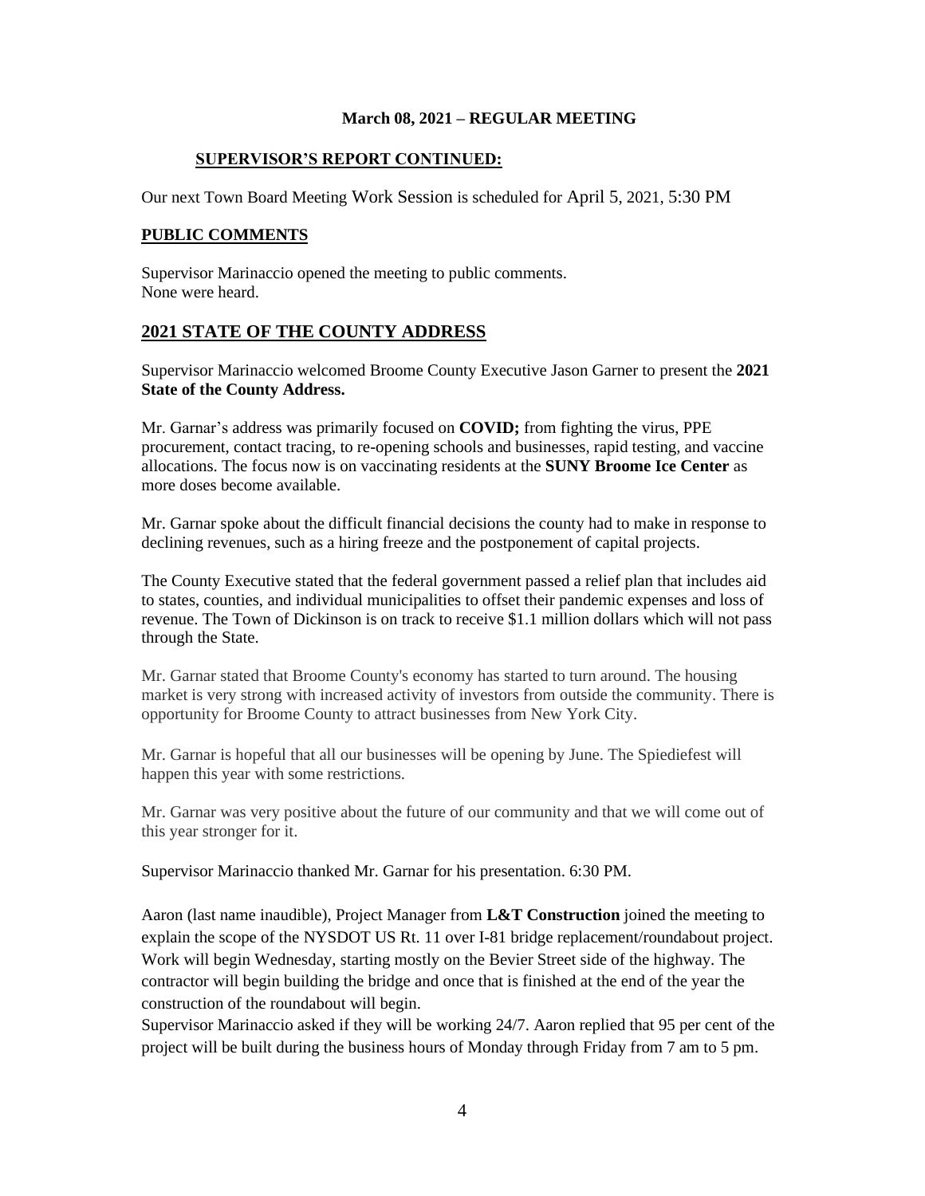**March 08, 2021 – REGULAR MEETING**

**SUPERVISOR'S REPORT CONTINUED:**

Our next Town Board Meeting Work Session is scheduled for April 5, 2021, 5:30 PM

**PUBLIC COMMENTS**

Supervisor Marinaccio opened the meeting to public comments.
None were heard.

## 2021 STATE OF THE COUNTY ADDRESS

Supervisor Marinaccio welcomed Broome County Executive Jason Garner to present the **2021 State of the County Address.**

Mr. Garnar's address was primarily focused on **COVID;** from fighting the virus, PPE procurement, contact tracing, to re-opening schools and businesses, rapid testing, and vaccine allocations. The focus now is on vaccinating residents at the **SUNY Broome Ice Center** as more doses become available.

Mr. Garnar spoke about the difficult financial decisions the county had to make in response to declining revenues, such as a hiring freeze and the postponement of capital projects.

The County Executive stated that the federal government passed a relief plan that includes aid to states, counties, and individual municipalities to offset their pandemic expenses and loss of revenue. The Town of Dickinson is on track to receive $1.1 million dollars which will not pass through the State.

Mr. Garnar stated that Broome County's economy has started to turn around. The housing market is very strong with increased activity of investors from outside the community. There is opportunity for Broome County to attract businesses from New York City.

Mr. Garnar is hopeful that all our businesses will be opening by June. The Spiediefest will happen this year with some restrictions.

Mr. Garnar was very positive about the future of our community and that we will come out of this year stronger for it.

Supervisor Marinaccio thanked Mr. Garnar for his presentation. 6:30 PM.

Aaron (last name inaudible), Project Manager from **L&T Construction** joined the meeting to explain the scope of the NYSDOT US Rt. 11 over I-81 bridge replacement/roundabout project. Work will begin Wednesday, starting mostly on the Bevier Street side of the highway. The contractor will begin building the bridge and once that is finished at the end of the year the construction of the roundabout will begin.
Supervisor Marinaccio asked if they will be working 24/7. Aaron replied that 95 per cent of the project will be built during the business hours of Monday through Friday from 7 am to 5 pm.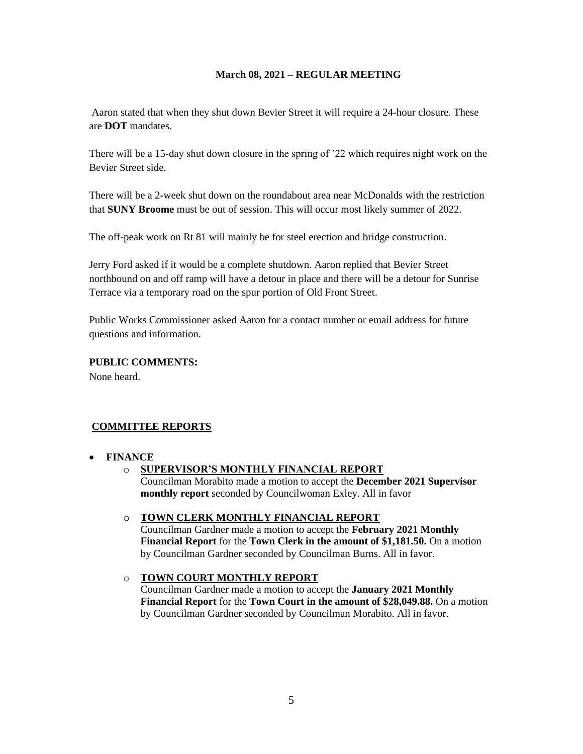**March 08, 2021 – REGULAR MEETING**

Aaron stated that when they shut down Bevier Street it will require a 24-hour closure. These are **DOT** mandates.

There will be a 15-day shut down closure in the spring of '22 which requires night work on the Bevier Street side.

There will be a 2-week shut down on the roundabout area near McDonalds with the restriction that **SUNY Broome** must be out of session. This will occur most likely summer of 2022.

The off-peak work on Rt 81 will mainly be for steel erection and bridge construction.

Jerry Ford asked if it would be a complete shutdown. Aaron replied that Bevier Street northbound on and off ramp will have a detour in place and there will be a detour for Sunrise Terrace via a temporary road on the spur portion of Old Front Street.

Public Works Commissioner asked Aaron for a contact number or email address for future questions and information.

**PUBLIC COMMENTS:**

None heard.

**COMMITTEE REPORTS**

- **FINANCE**
  - **SUPERVISOR'S MONTHLY FINANCIAL REPORT**
    Councilman Morabito made a motion to accept the **December 2021 Supervisor monthly report** seconded by Councilwoman Exley. All in favor
  - **TOWN CLERK MONTHLY FINANCIAL REPORT**
    Councilman Gardner made a motion to accept the **February 2021 Monthly Financial Report** for the **Town Clerk in the amount of $1,181.50.** On a motion by Councilman Gardner seconded by Councilman Burns. All in favor.
  - **TOWN COURT MONTHLY REPORT**
    Councilman Gardner made a motion to accept the **January 2021 Monthly Financial Report** for the **Town Court in the amount of $28,049.88.** On a motion by Councilman Gardner seconded by Councilman Morabito. All in favor.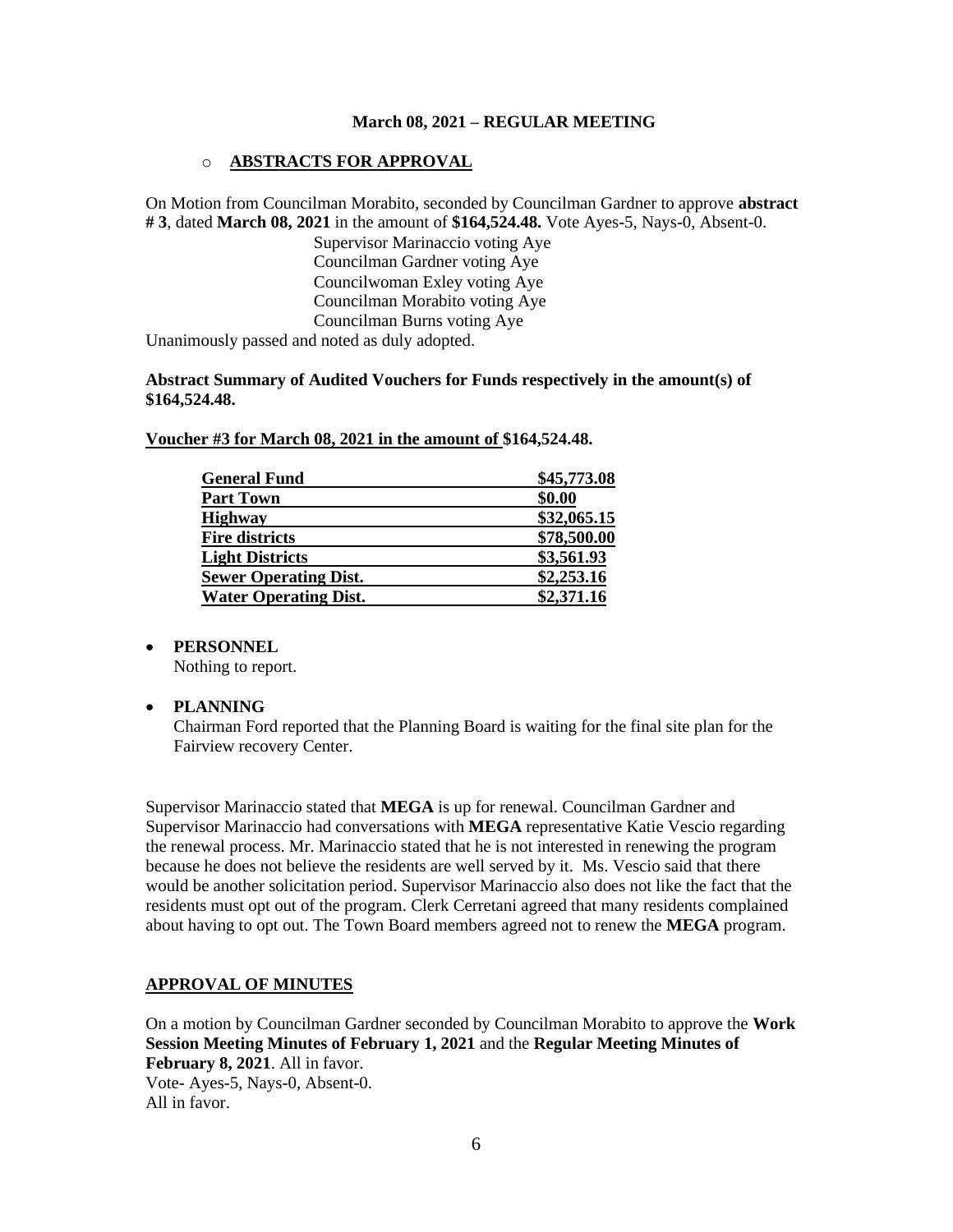**March 08, 2021 – REGULAR MEETING**

- **ABSTRACTS FOR APPROVAL**

On Motion from Councilman Morabito, seconded by Councilman Gardner to approve **abstract # 3**, dated **March 08, 2021** in the amount of **$164,524.48.** Vote Ayes-5, Nays-0, Absent-0.

Supervisor Marinaccio voting Aye
Councilman Gardner voting Aye
Councilwoman Exley voting Aye
Councilman Morabito voting Aye
Councilman Burns voting Aye

Unanimously passed and noted as duly adopted.

**Abstract Summary of Audited Vouchers for Funds respectively in the amount(s) of $164,524.48.**

**Voucher #3 for March 08, 2021 in the amount of $164,524.48.**

| | |
|---|---|
| **General Fund** | **$45,773.08** |
| **Part Town** | **$0.00** |
| **Highway** | **$32,065.15** |
| **Fire districts** | **$78,500.00** |
| **Light Districts** | **$3,561.93** |
| **Sewer Operating Dist.** | **$2,253.16** |
| **Water Operating Dist.** | **$2,371.16** |

- **PERSONNEL**
  Nothing to report.

- **PLANNING**
  Chairman Ford reported that the Planning Board is waiting for the final site plan for the Fairview recovery Center.

Supervisor Marinaccio stated that **MEGA** is up for renewal. Councilman Gardner and Supervisor Marinaccio had conversations with **MEGA** representative Katie Vescio regarding the renewal process. Mr. Marinaccio stated that he is not interested in renewing the program because he does not believe the residents are well served by it. Ms. Vescio said that there would be another solicitation period. Supervisor Marinaccio also does not like the fact that the residents must opt out of the program. Clerk Cerretani agreed that many residents complained about having to opt out. The Town Board members agreed not to renew the **MEGA** program.

**APPROVAL OF MINUTES**

On a motion by Councilman Gardner seconded by Councilman Morabito to approve the **Work Session Meeting Minutes of February 1, 2021** and the **Regular Meeting Minutes of February 8, 2021**. All in favor.
Vote- Ayes-5, Nays-0, Absent-0.
All in favor.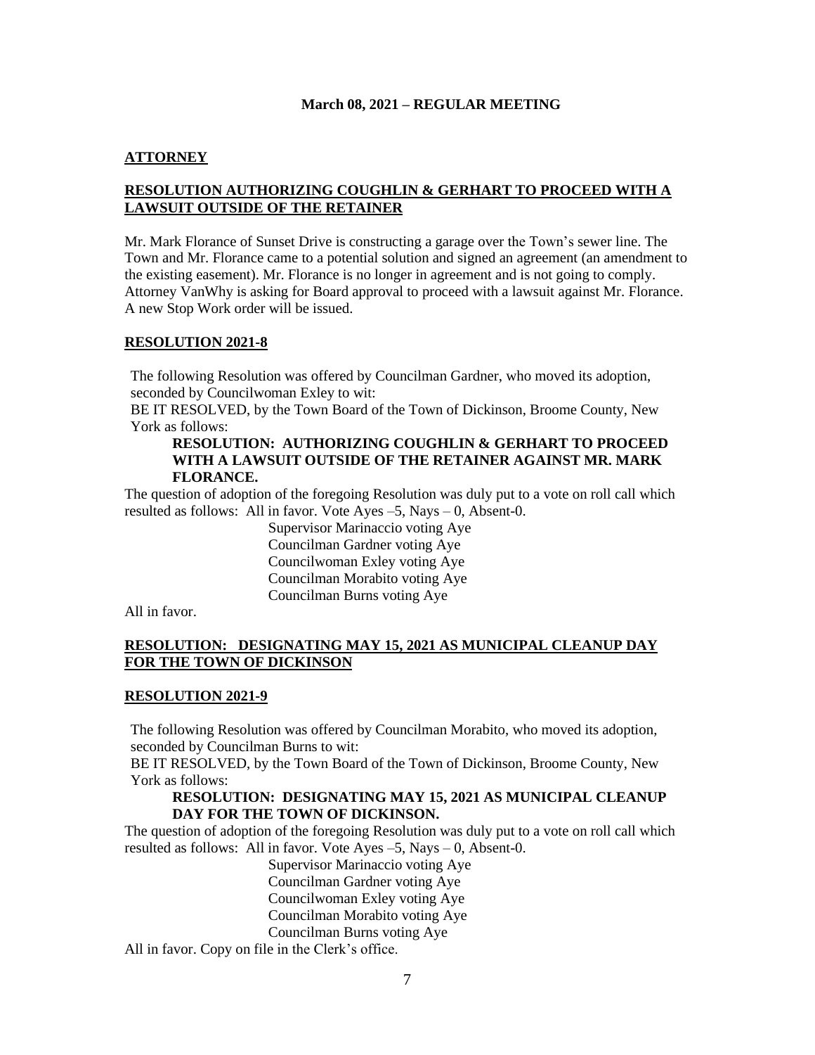**March 08, 2021 – REGULAR MEETING**

**ATTORNEY**

**RESOLUTION AUTHORIZING COUGHLIN & GERHART TO PROCEED WITH A LAWSUIT OUTSIDE OF THE RETAINER**

Mr. Mark Florance of Sunset Drive is constructing a garage over the Town's sewer line. The Town and Mr. Florance came to a potential solution and signed an agreement (an amendment to the existing easement). Mr. Florance is no longer in agreement and is not going to comply. Attorney VanWhy is asking for Board approval to proceed with a lawsuit against Mr. Florance. A new Stop Work order will be issued.

**RESOLUTION 2021-8**

The following Resolution was offered by Councilman Gardner, who moved its adoption, seconded by Councilwoman Exley to wit:

BE IT RESOLVED, by the Town Board of the Town of Dickinson, Broome County, New York as follows:

**RESOLUTION: AUTHORIZING COUGHLIN & GERHART TO PROCEED WITH A LAWSUIT OUTSIDE OF THE RETAINER AGAINST MR. MARK FLORANCE.**

The question of adoption of the foregoing Resolution was duly put to a vote on roll call which resulted as follows: All in favor. Vote Ayes –5, Nays – 0, Absent-0.

Supervisor Marinaccio voting Aye
Councilman Gardner voting Aye
Councilwoman Exley voting Aye
Councilman Morabito voting Aye
Councilman Burns voting Aye

All in favor.

**RESOLUTION: DESIGNATING MAY 15, 2021 AS MUNICIPAL CLEANUP DAY FOR THE TOWN OF DICKINSON**

**RESOLUTION 2021-9**

The following Resolution was offered by Councilman Morabito, who moved its adoption, seconded by Councilman Burns to wit:

BE IT RESOLVED, by the Town Board of the Town of Dickinson, Broome County, New York as follows:

**RESOLUTION: DESIGNATING MAY 15, 2021 AS MUNICIPAL CLEANUP DAY FOR THE TOWN OF DICKINSON.**

The question of adoption of the foregoing Resolution was duly put to a vote on roll call which resulted as follows: All in favor. Vote Ayes –5, Nays – 0, Absent-0.

Supervisor Marinaccio voting Aye
Councilman Gardner voting Aye
Councilwoman Exley voting Aye
Councilman Morabito voting Aye
Councilman Burns voting Aye

All in favor. Copy on file in the Clerk's office.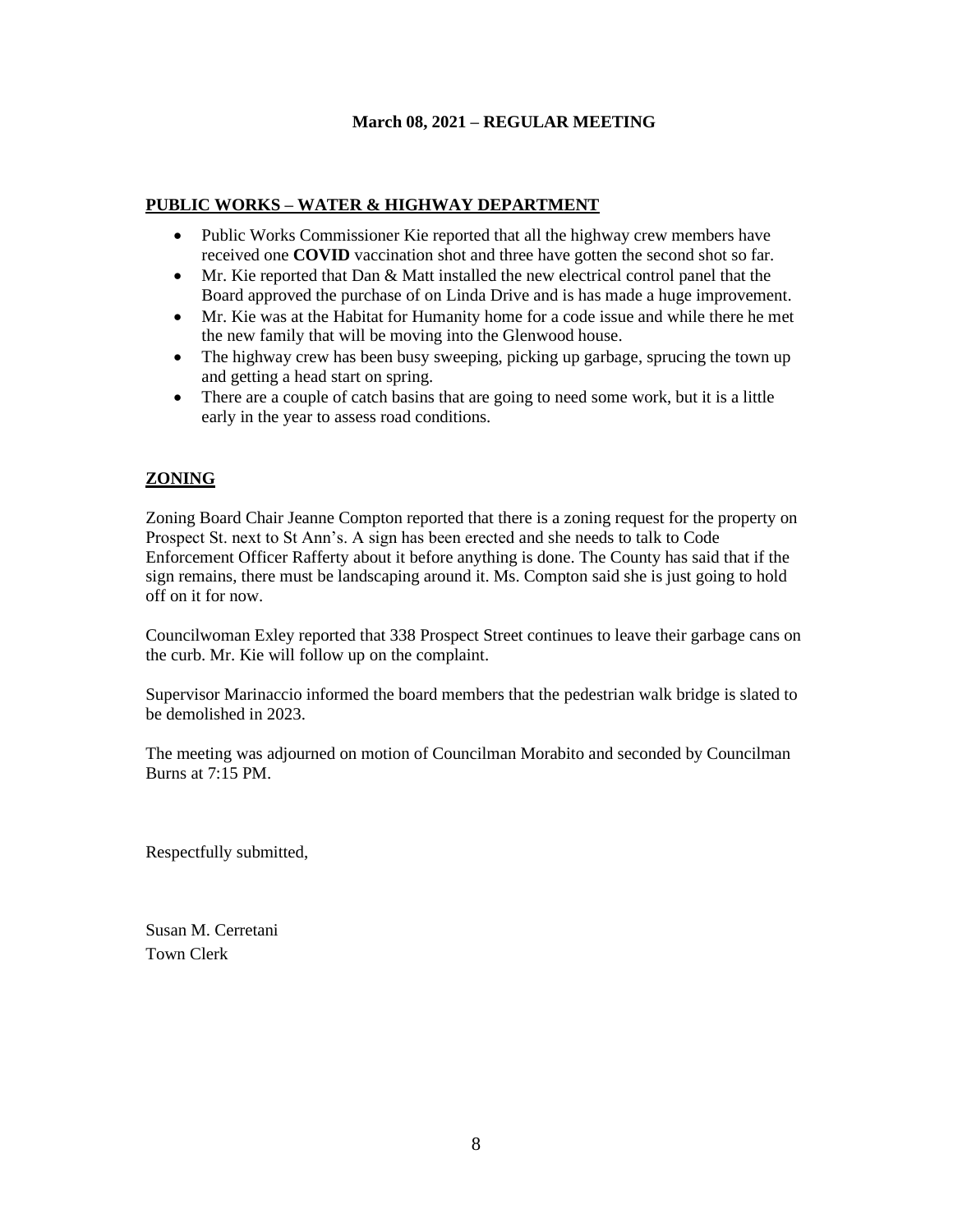**March 08, 2021 – REGULAR MEETING**

## PUBLIC WORKS – WATER & HIGHWAY DEPARTMENT

- Public Works Commissioner Kie reported that all the highway crew members have received one **COVID** vaccination shot and three have gotten the second shot so far.
- Mr. Kie reported that Dan & Matt installed the new electrical control panel that the Board approved the purchase of on Linda Drive and is has made a huge improvement.
- Mr. Kie was at the Habitat for Humanity home for a code issue and while there he met the new family that will be moving into the Glenwood house.
- The highway crew has been busy sweeping, picking up garbage, sprucing the town up and getting a head start on spring.
- There are a couple of catch basins that are going to need some work, but it is a little early in the year to assess road conditions.

## ZONING

Zoning Board Chair Jeanne Compton reported that there is a zoning request for the property on Prospect St. next to St Ann's. A sign has been erected and she needs to talk to Code Enforcement Officer Rafferty about it before anything is done. The County has said that if the sign remains, there must be landscaping around it. Ms. Compton said she is just going to hold off on it for now.

Councilwoman Exley reported that 338 Prospect Street continues to leave their garbage cans on the curb. Mr. Kie will follow up on the complaint.

Supervisor Marinaccio informed the board members that the pedestrian walk bridge is slated to be demolished in 2023.

The meeting was adjourned on motion of Councilman Morabito and seconded by Councilman Burns at 7:15 PM.

Respectfully submitted,

Susan M. Cerretani
Town Clerk